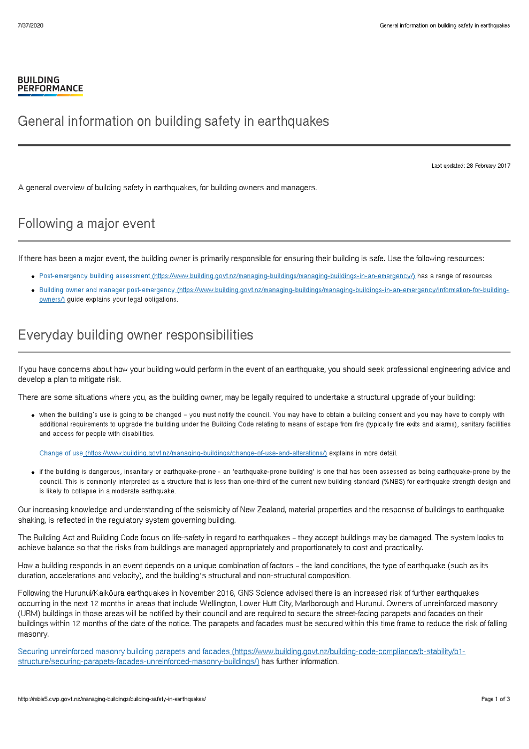BUILDING PERFORMANCE

# General information on building safety in earthquakes

Last updated: 28 February 2017

A general overview of building safety in earthquakes, for building owners and managers.

## Following a major event

If there has been a major event, the building owner is primarily responsible for ensuring their building is safe. Use the following resources:

- Post-emergency building assessment (https://www.building.govt.nz/managing-buildings/managing-buildings-in-an-emergency/) has a range of resources
- Building owner and manager post-emergency (https://www.building.govt.nz/managing-buildings/managing-buildings-in-an-emergency/information-for-building-owners/) guide explains your legal obligations.

## Everyday building owner responsibilities

If you have concerns about how your building would perform in the event of an earthquake, you should seek professional engineering advice and develop a plan to mitigate risk.

There are some situations where you, as the building owner, may be legally required to undertake a structural upgrade of your building:

- when the building's use is going to be changed – you must notify the council. You may have to obtain a building consent and you may have to comply with additional requirements to upgrade the building under the Building Code relating to means of escape from fire (typically fire exits and alarms), sanitary facilities and access for people with disabilities.

  Change of use (https://www.building.govt.nz/managing-buildings/change-of-use-and-alterations/) explains in more detail.

- if the building is dangerous, insanitary or earthquake-prone - an 'earthquake-prone building' is one that has been assessed as being earthquake-prone by the council. This is commonly interpreted as a structure that is less than one-third of the current new building standard (%NBS) for earthquake strength design and is likely to collapse in a moderate earthquake.

Our increasing knowledge and understanding of the seismicity of New Zealand, material properties and the response of buildings to earthquake shaking, is reflected in the regulatory system governing building.

The Building Act and Building Code focus on life-safety in regard to earthquakes – they accept buildings may be damaged. The system looks to achieve balance so that the risks from buildings are managed appropriately and proportionately to cost and practicality.

How a building responds in an event depends on a unique combination of factors – the land conditions, the type of earthquake (such as its duration, accelerations and velocity), and the building's structural and non-structural composition.

Following the Hurunui/Kaikōura earthquakes in November 2016, GNS Science advised there is an increased risk of further earthquakes occurring in the next 12 months in areas that include Wellington, Lower Hutt City, Marlborough and Hurunui. Owners of unreinforced masonry (URM) buildings in those areas will be notified by their council and are required to secure the street-facing parapets and facades on their buildings within 12 months of the date of the notice. The parapets and facades must be secured within this time frame to reduce the risk of falling masonry.

Securing unreinforced masonry building parapets and facades (https://www.building.govt.nz/building-code-compliance/b-stability/b1-structure/securing-parapets-facades-unreinforced-masonry-buildings/) has further information.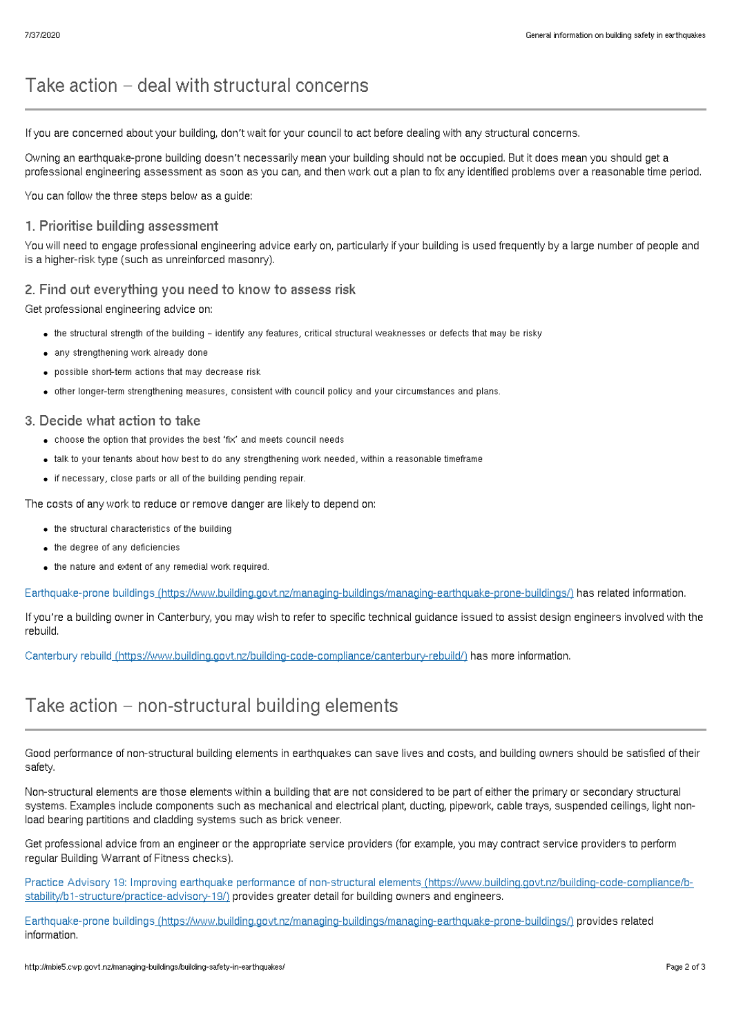## Take action – deal with structural concerns

If you are concerned about your building, don't wait for your council to act before dealing with any structural concerns.

Owning an earthquake-prone building doesn't necessarily mean your building should not be occupied. But it does mean you should get a professional engineering assessment as soon as you can, and then work out a plan to fix any identified problems over a reasonable time period.

You can follow the three steps below as a guide:

### 1. Prioritise building assessment

You will need to engage professional engineering advice early on, particularly if your building is used frequently by a large number of people and is a higher-risk type (such as unreinforced masonry).

### 2. Find out everything you need to know to assess risk

Get professional engineering advice on:

- the structural strength of the building – identify any features, critical structural weaknesses or defects that may be risky
- any strengthening work already done
- possible short-term actions that may decrease risk
- other longer-term strengthening measures, consistent with council policy and your circumstances and plans.

### 3. Decide what action to take

- choose the option that provides the best 'fix' and meets council needs
- talk to your tenants about how best to do any strengthening work needed, within a reasonable timeframe
- if necessary, close parts or all of the building pending repair.

The costs of any work to reduce or remove danger are likely to depend on:

- the structural characteristics of the building
- the degree of any deficiencies
- the nature and extent of any remedial work required.

Earthquake-prone buildings (https://www.building.govt.nz/managing-buildings/managing-earthquake-prone-buildings/) has related information.

If you're a building owner in Canterbury, you may wish to refer to specific technical guidance issued to assist design engineers involved with the rebuild.

Canterbury rebuild (https://www.building.govt.nz/building-code-compliance/canterbury-rebuild/) has more information.

## Take action – non-structural building elements

Good performance of non-structural building elements in earthquakes can save lives and costs, and building owners should be satisfied of their safety.

Non-structural elements are those elements within a building that are not considered to be part of either the primary or secondary structural systems. Examples include components such as mechanical and electrical plant, ducting, pipework, cable trays, suspended ceilings, light non-load bearing partitions and cladding systems such as brick veneer.

Get professional advice from an engineer or the appropriate service providers (for example, you may contract service providers to perform regular Building Warrant of Fitness checks).

Practice Advisory 19: Improving earthquake performance of non-structural elements (https://www.building.govt.nz/building-code-compliance/b-stability/b1-structure/practice-advisory-19/) provides greater detail for building owners and engineers.

Earthquake-prone buildings (https://www.building.govt.nz/managing-buildings/managing-earthquake-prone-buildings/) provides related information.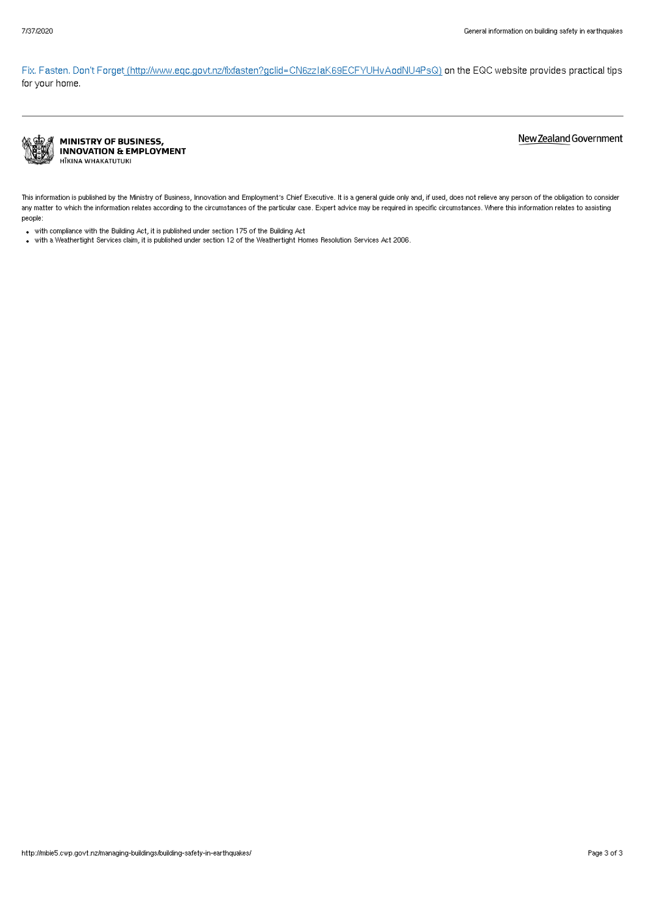[Fix. Fasten. Don't Forget](http://www.eqc.govt.nz/fixfasten?gclid=CN6zzIaK69ECFYUHvAodNU4PsQ) (http://www.eqc.govt.nz/fixfasten?gclid=CN6zzIaK69ECFYUHvAodNU4PsQ) on the EQC website provides practical tips for your home.

---

**MINISTRY OF BUSINESS, INNOVATION & EMPLOYMENT**
HĪKINA WHAKATUTUKI

New Zealand Government

This information is published by the Ministry of Business, Innovation and Employment's Chief Executive. It is a general guide only and, if used, does not relieve any person of the obligation to consider any matter to which the information relates according to the circumstances of the particular case. Expert advice may be required in specific circumstances. Where this information relates to assisting people:

- with compliance with the Building Act, it is published under section 175 of the Building Act
- with a Weathertight Services claim, it is published under section 12 of the Weathertight Homes Resolution Services Act 2006.